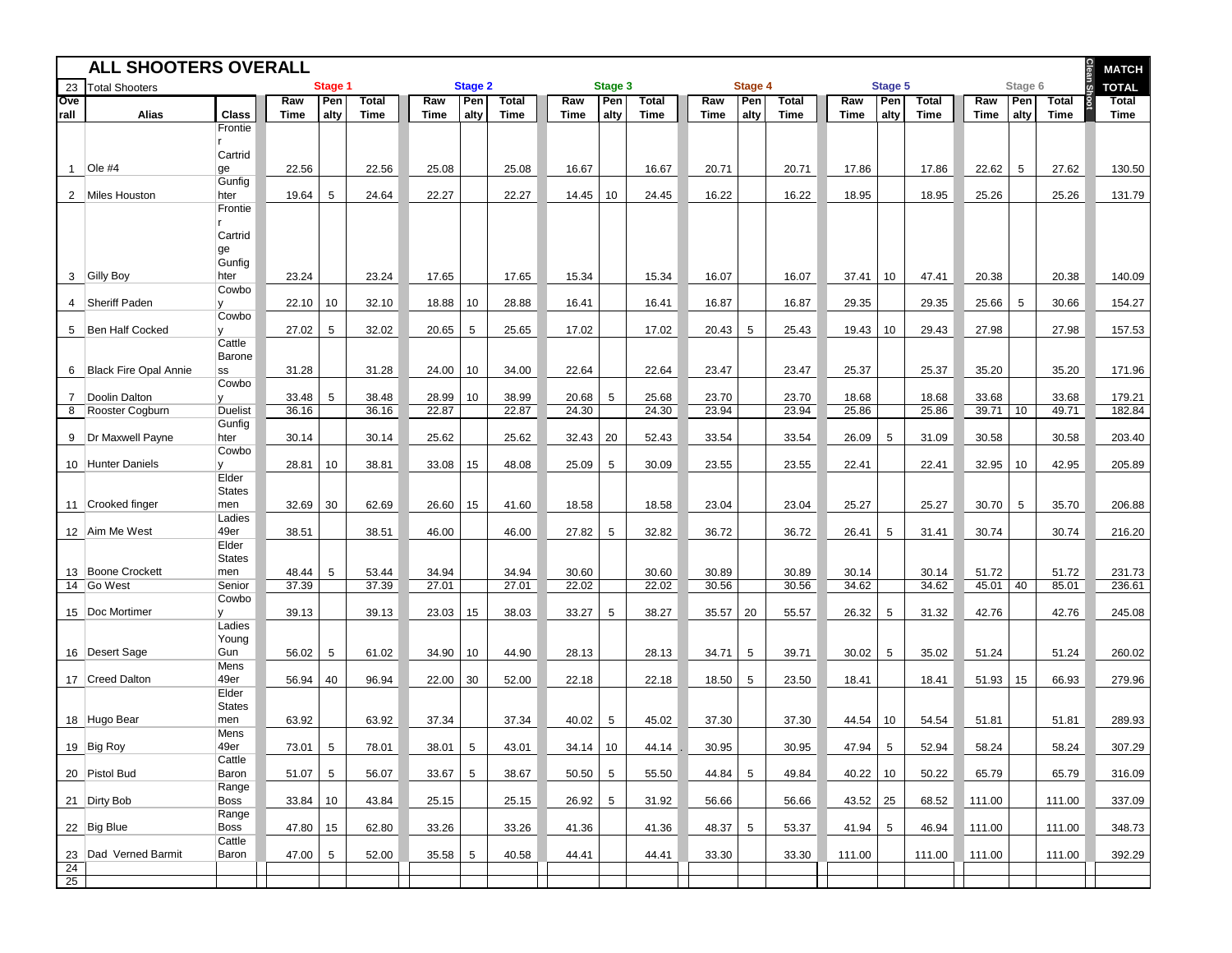# ALL SHOOTERS OVERALL

23 Total Shooters

| Overall | Alias | Class | Stage 1 Raw Time | Stage 1 Penalty | Stage 1 Total Time | Stage 2 Raw Time | Stage 2 Penalty | Stage 2 Total Time | Stage 3 Raw Time | Stage 3 Penalty | Stage 3 Total Time | Stage 4 Raw Time | Stage 4 Penalty | Stage 4 Total Time | Stage 5 Raw Time | Stage 5 Penalty | Stage 5 Total Time | Stage 6 Raw Time | Stage 6 Penalty | Stage 6 Total Time | Clean Shoot | MATCH TOTAL Total Time |
|---|---|---|---|---|---|---|---|---|---|---|---|---|---|---|---|---|---|---|---|---|---|---|
| 1 | Ole #4 | Frontier Cartridge | 22.56 | | 22.56 | 25.08 | | 25.08 | 16.67 | | 16.67 | 20.71 | | 20.71 | 17.86 | | 17.86 | 22.62 | 5 | 27.62 | | 130.50 |
| 2 | Miles Houston | Gunfighter | 19.64 | 5 | 24.64 | 22.27 | | 22.27 | 14.45 | 10 | 24.45 | 16.22 | | 16.22 | 18.95 | | 18.95 | 25.26 | | 25.26 | | 131.79 |
| 3 | Gilly Boy | Frontier Cartridge Gunfighter | 23.24 | | 23.24 | 17.65 | | 17.65 | 15.34 | | 15.34 | 16.07 | | 16.07 | 37.41 | 10 | 47.41 | 20.38 | | 20.38 | | 140.09 |
| 4 | Sheriff Paden | Cowboy | 22.10 | 10 | 32.10 | 18.88 | 10 | 28.88 | 16.41 | | 16.41 | 16.87 | | 16.87 | 29.35 | | 29.35 | 25.66 | 5 | 30.66 | | 154.27 |
| 5 | Ben Half Cocked | Cowboy | 27.02 | 5 | 32.02 | 20.65 | 5 | 25.65 | 17.02 | | 17.02 | 20.43 | 5 | 25.43 | 19.43 | 10 | 29.43 | 27.98 | | 27.98 | | 157.53 |
| 6 | Black Fire Opal Annie | Cattle Baroness | 31.28 | | 31.28 | 24.00 | 10 | 34.00 | 22.64 | | 22.64 | 23.47 | | 23.47 | 25.37 | | 25.37 | 35.20 | | 35.20 | | 171.96 |
| 7 | Doolin Dalton | Cowboy | 33.48 | 5 | 38.48 | 28.99 | 10 | 38.99 | 20.68 | 5 | 25.68 | 23.70 | | 23.70 | 18.68 | | 18.68 | 33.68 | | 33.68 | | 179.21 |
| 8 | Rooster Cogburn | Duelist | 36.16 | | 36.16 | 22.87 | | 22.87 | 24.30 | | 24.30 | 23.94 | | 23.94 | 25.86 | | 25.86 | 39.71 | 10 | 49.71 | | 182.84 |
| 9 | Dr Maxwell Payne | Gunfighter | 30.14 | | 30.14 | 25.62 | | 25.62 | 32.43 | 20 | 52.43 | 33.54 | | 33.54 | 26.09 | 5 | 31.09 | 30.58 | | 30.58 | | 203.40 |
| 10 | Hunter Daniels | Cowboy | 28.81 | 10 | 38.81 | 33.08 | 15 | 48.08 | 25.09 | 5 | 30.09 | 23.55 | | 23.55 | 22.41 | | 22.41 | 32.95 | 10 | 42.95 | | 205.89 |
| 11 | Crooked finger | Elder Statesmen | 32.69 | 30 | 62.69 | 26.60 | 15 | 41.60 | 18.58 | | 18.58 | 23.04 | | 23.04 | 25.27 | | 25.27 | 30.70 | 5 | 35.70 | | 206.88 |
| 12 | Aim Me West | Ladies 49er | 38.51 | | 38.51 | 46.00 | | 46.00 | 27.82 | 5 | 32.82 | 36.72 | | 36.72 | 26.41 | 5 | 31.41 | 30.74 | | 30.74 | | 216.20 |
| 13 | Boone Crockett | Elder Statesmen | 48.44 | 5 | 53.44 | 34.94 | | 34.94 | 30.60 | | 30.60 | 30.89 | | 30.89 | 30.14 | | 30.14 | 51.72 | | 51.72 | | 231.73 |
| 14 | Go West | Senior | 37.39 | | 37.39 | 27.01 | | 27.01 | 22.02 | | 22.02 | 30.56 | | 30.56 | 34.62 | | 34.62 | 45.01 | 40 | 85.01 | | 236.61 |
| 15 | Doc Mortimer | Cowboy | 39.13 | | 39.13 | 23.03 | 15 | 38.03 | 33.27 | 5 | 38.27 | 35.57 | 20 | 55.57 | 26.32 | 5 | 31.32 | 42.76 | | 42.76 | | 245.08 |
| 16 | Desert Sage | Ladies Young Gun | 56.02 | 5 | 61.02 | 34.90 | 10 | 44.90 | 28.13 | | 28.13 | 34.71 | 5 | 39.71 | 30.02 | 5 | 35.02 | 51.24 | | 51.24 | | 260.02 |
| 17 | Creed Dalton | Mens 49er | 56.94 | 40 | 96.94 | 22.00 | 30 | 52.00 | 22.18 | | 22.18 | 18.50 | 5 | 23.50 | 18.41 | | 18.41 | 51.93 | 15 | 66.93 | | 279.96 |
| 18 | Hugo Bear | Elder Statesmen | 63.92 | | 63.92 | 37.34 | | 37.34 | 40.02 | 5 | 45.02 | 37.30 | | 37.30 | 44.54 | 10 | 54.54 | 51.81 | | 51.81 | | 289.93 |
| 19 | Big Roy | Mens 49er | 73.01 | 5 | 78.01 | 38.01 | 5 | 43.01 | 34.14 | 10 | 44.14 | 30.95 | | 30.95 | 47.94 | 5 | 52.94 | 58.24 | | 58.24 | | 307.29 |
| 20 | Pistol Bud | Cattle Baron | 51.07 | 5 | 56.07 | 33.67 | 5 | 38.67 | 50.50 | 5 | 55.50 | 44.84 | 5 | 49.84 | 40.22 | 10 | 50.22 | 65.79 | | 65.79 | | 316.09 |
| 21 | Dirty Bob | Range Boss | 33.84 | 10 | 43.84 | 25.15 | | 25.15 | 26.92 | 5 | 31.92 | 56.66 | | 56.66 | 43.52 | 25 | 68.52 | 111.00 | | 111.00 | | 337.09 |
| 22 | Big Blue | Range Boss | 47.80 | 15 | 62.80 | 33.26 | | 33.26 | 41.36 | | 41.36 | 48.37 | 5 | 53.37 | 41.94 | 5 | 46.94 | 111.00 | | 111.00 | | 348.73 |
| 23 | Dad Verned Barmit | Cattle Baron | 47.00 | 5 | 52.00 | 35.58 | 5 | 40.58 | 44.41 | | 44.41 | 33.30 | | 33.30 | 111.00 | | 111.00 | 111.00 | | 111.00 | | 392.29 |
| 24 | | | | | | | | | | | | | | | | | | | | | | |
| 25 | | | | | | | | | | | | | | | | | | | | | | |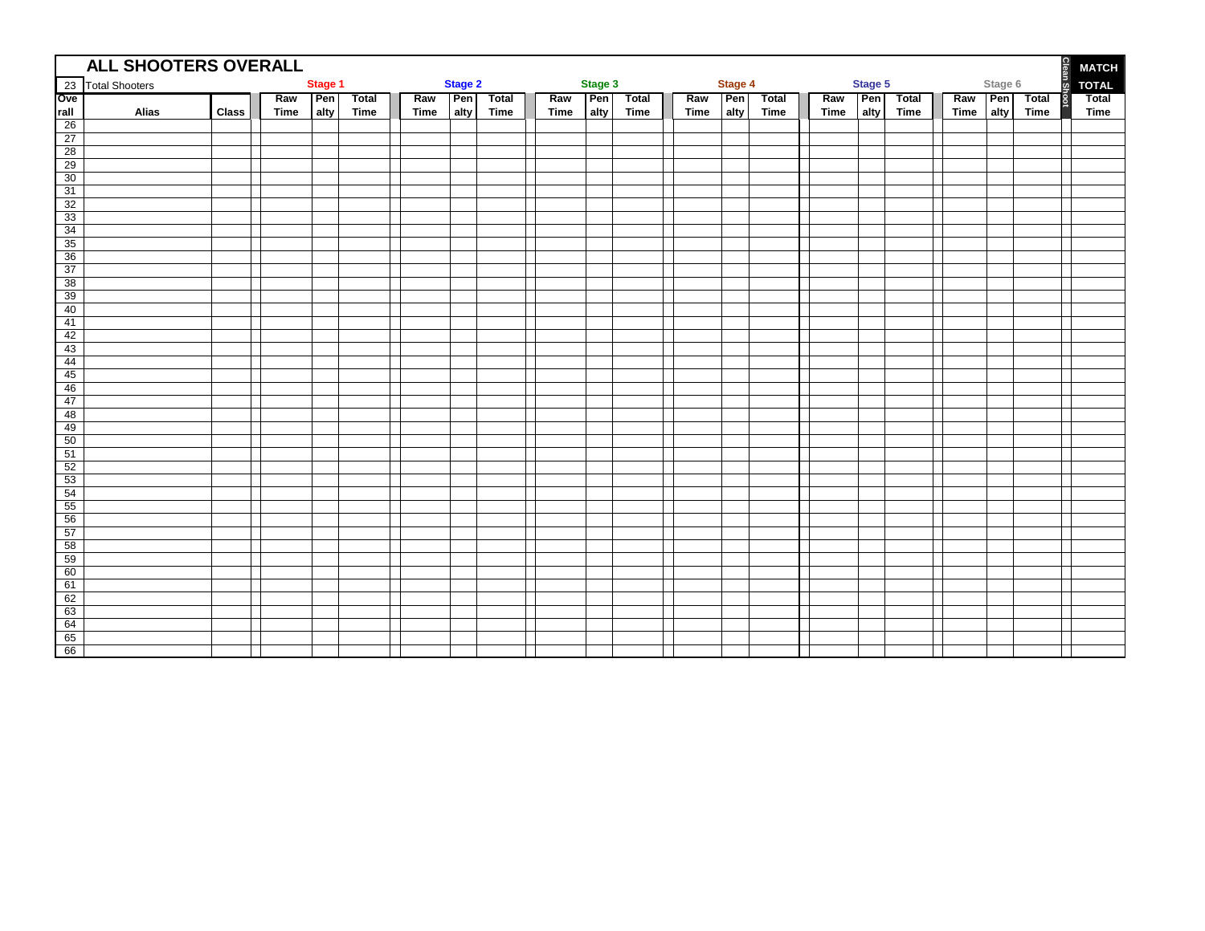## ALL SHOOTERS OVERALL

23 Total Shooters

| | | | Stage 1 | | | Stage 2 | | | Stage 3 | | | Stage 4 | | | Stage 5 | | | Stage 6 | | | Clean Shoot | MATCH TOTAL |
|---|---|---|---|---|---|---|---|---|---|---|---|---|---|---|---|---|---|---|---|---|---|---|
| Overall | Alias | Class | Raw Time | Penalty | Total Time | Raw Time | Penalty | Total Time | Raw Time | Penalty | Total Time | Raw Time | Penalty | Total Time | Raw Time | Penalty | Total Time | Raw Time | Penalty | Total Time | | Total Time |
| 26 | | | | | | | | | | | | | | | | | | | | | | |
| 27 | | | | | | | | | | | | | | | | | | | | | | |
| 28 | | | | | | | | | | | | | | | | | | | | | | |
| 29 | | | | | | | | | | | | | | | | | | | | | | |
| 30 | | | | | | | | | | | | | | | | | | | | | | |
| 31 | | | | | | | | | | | | | | | | | | | | | | |
| 32 | | | | | | | | | | | | | | | | | | | | | | |
| 33 | | | | | | | | | | | | | | | | | | | | | | |
| 34 | | | | | | | | | | | | | | | | | | | | | | |
| 35 | | | | | | | | | | | | | | | | | | | | | | |
| 36 | | | | | | | | | | | | | | | | | | | | | | |
| 37 | | | | | | | | | | | | | | | | | | | | | | |
| 38 | | | | | | | | | | | | | | | | | | | | | | |
| 39 | | | | | | | | | | | | | | | | | | | | | | |
| 40 | | | | | | | | | | | | | | | | | | | | | | |
| 41 | | | | | | | | | | | | | | | | | | | | | | |
| 42 | | | | | | | | | | | | | | | | | | | | | | |
| 43 | | | | | | | | | | | | | | | | | | | | | | |
| 44 | | | | | | | | | | | | | | | | | | | | | | |
| 45 | | | | | | | | | | | | | | | | | | | | | | |
| 46 | | | | | | | | | | | | | | | | | | | | | | |
| 47 | | | | | | | | | | | | | | | | | | | | | | |
| 48 | | | | | | | | | | | | | | | | | | | | | | |
| 49 | | | | | | | | | | | | | | | | | | | | | | |
| 50 | | | | | | | | | | | | | | | | | | | | | | |
| 51 | | | | | | | | | | | | | | | | | | | | | | |
| 52 | | | | | | | | | | | | | | | | | | | | | | |
| 53 | | | | | | | | | | | | | | | | | | | | | | |
| 54 | | | | | | | | | | | | | | | | | | | | | | |
| 55 | | | | | | | | | | | | | | | | | | | | | | |
| 56 | | | | | | | | | | | | | | | | | | | | | | |
| 57 | | | | | | | | | | | | | | | | | | | | | | |
| 58 | | | | | | | | | | | | | | | | | | | | | | |
| 59 | | | | | | | | | | | | | | | | | | | | | | |
| 60 | | | | | | | | | | | | | | | | | | | | | | |
| 61 | | | | | | | | | | | | | | | | | | | | | | |
| 62 | | | | | | | | | | | | | | | | | | | | | | |
| 63 | | | | | | | | | | | | | | | | | | | | | | |
| 64 | | | | | | | | | | | | | | | | | | | | | | |
| 65 | | | | | | | | | | | | | | | | | | | | | | |
| 66 | | | | | | | | | | | | | | | | | | | | | | |